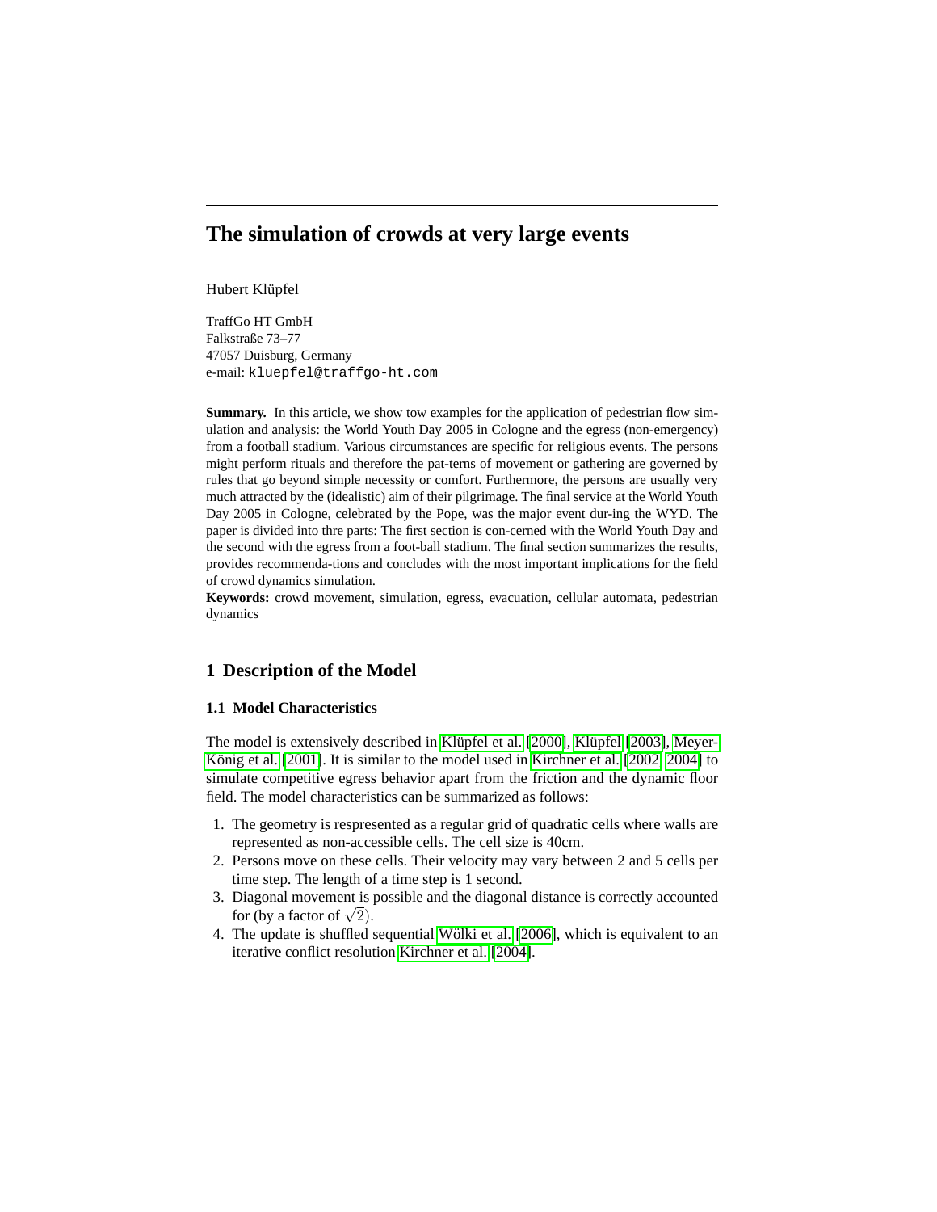# The simulation of crowds at very large events

Hubert Klüpfel

TraffGo HT GmbH
Falkstraße 73–77
47057 Duisburg, Germany
e-mail: kluepfel@traffgo-ht.com

**Summary.** In this article, we show tow examples for the application of pedestrian flow simulation and analysis: the World Youth Day 2005 in Cologne and the egress (non-emergency) from a football stadium. Various circumstances are specific for religious events. The persons might perform rituals and therefore the pat-terns of movement or gathering are governed by rules that go beyond simple necessity or comfort. Furthermore, the persons are usually very much attracted by the (idealistic) aim of their pilgrimage. The final service at the World Youth Day 2005 in Cologne, celebrated by the Pope, was the major event dur-ing the WYD. The paper is divided into thre parts: The first section is con-cerned with the World Youth Day and the second with the egress from a foot-ball stadium. The final section summarizes the results, provides recommenda-tions and concludes with the most important implications for the field of crowd dynamics simulation.

**Keywords:** crowd movement, simulation, egress, evacuation, cellular automata, pedestrian dynamics

## 1 Description of the Model

### 1.1 Model Characteristics

The model is extensively described in Klüpfel et al. [2000], Klüpfel [2003], Meyer-König et al. [2001]. It is similar to the model used in Kirchner et al. [2002, 2004] to simulate competitive egress behavior apart from the friction and the dynamic floor field. The model characteristics can be summarized as follows:

1. The geometry is respresented as a regular grid of quadratic cells where walls are represented as non-accessible cells. The cell size is 40cm.
2. Persons move on these cells. Their velocity may vary between 2 and 5 cells per time step. The length of a time step is 1 second.
3. Diagonal movement is possible and the diagonal distance is correctly accounted for (by a factor of $\sqrt{2}$).
4. The update is shuffled sequential Wölki et al. [2006], which is equivalent to an iterative conflict resolution Kirchner et al. [2004].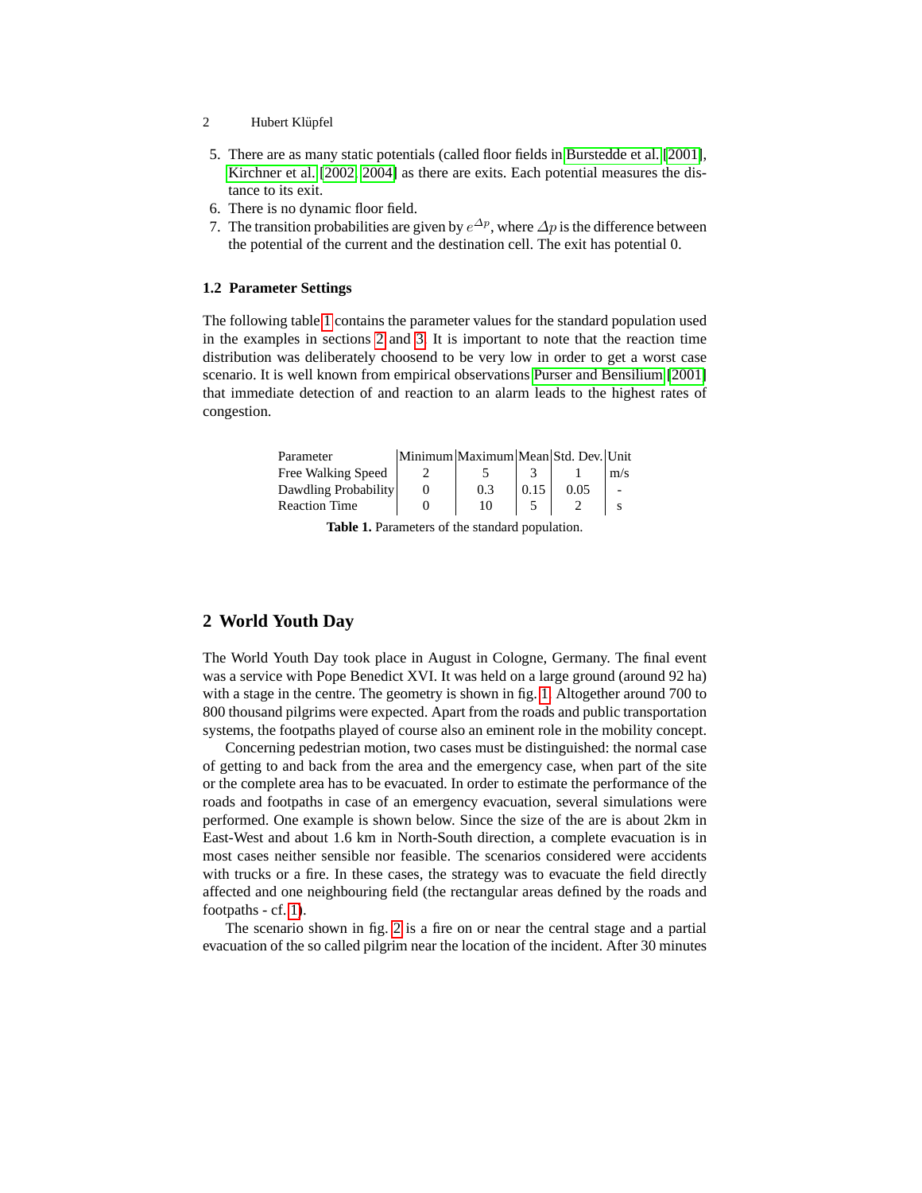5. There are as many static potentials (called floor fields in Burstedde et al. [2001], Kirchner et al. [2002, 2004] as there are exits. Each potential measures the distance to its exit.
6. There is no dynamic floor field.
7. The transition probabilities are given by $e^{\Delta p}$, where $\Delta p$ is the difference between the potential of the current and the destination cell. The exit has potential 0.

### 1.2 Parameter Settings

The following table 1 contains the parameter values for the standard population used in the examples in sections 2 and 3. It is important to note that the reaction time distribution was deliberately choosend to be very low in order to get a worst case scenario. It is well known from empirical observations Purser and Bensilium [2001] that immediate detection of and reaction to an alarm leads to the highest rates of congestion.

| Parameter | Minimum | Maximum | Mean | Std. Dev. | Unit |
|---|---|---|---|---|---|
| Free Walking Speed | 2 | 5 | 3 | 1 | m/s |
| Dawdling Probability | 0 | 0.3 | 0.15 | 0.05 | - |
| Reaction Time | 0 | 10 | 5 | 2 | s |

**Table 1.** Parameters of the standard population.

## 2 World Youth Day

The World Youth Day took place in August in Cologne, Germany. The final event was a service with Pope Benedict XVI. It was held on a large ground (around 92 ha) with a stage in the centre. The geometry is shown in fig. 1. Altogether around 700 to 800 thousand pilgrims were expected. Apart from the roads and public transportation systems, the footpaths played of course also an eminent role in the mobility concept.

Concerning pedestrian motion, two cases must be distinguished: the normal case of getting to and back from the area and the emergency case, when part of the site or the complete area has to be evacuated. In order to estimate the performance of the roads and footpaths in case of an emergency evacuation, several simulations were performed. One example is shown below. Since the size of the are is about 2km in East-West and about 1.6 km in North-South direction, a complete evacuation is in most cases neither sensible nor feasible. The scenarios considered were accidents with trucks or a fire. In these cases, the strategy was to evacuate the field directly affected and one neighbouring field (the rectangular areas defined by the roads and footpaths - cf. 1).

The scenario shown in fig. 2 is a fire on or near the central stage and a partial evacuation of the so called pilgrim near the location of the incident. After 30 minutes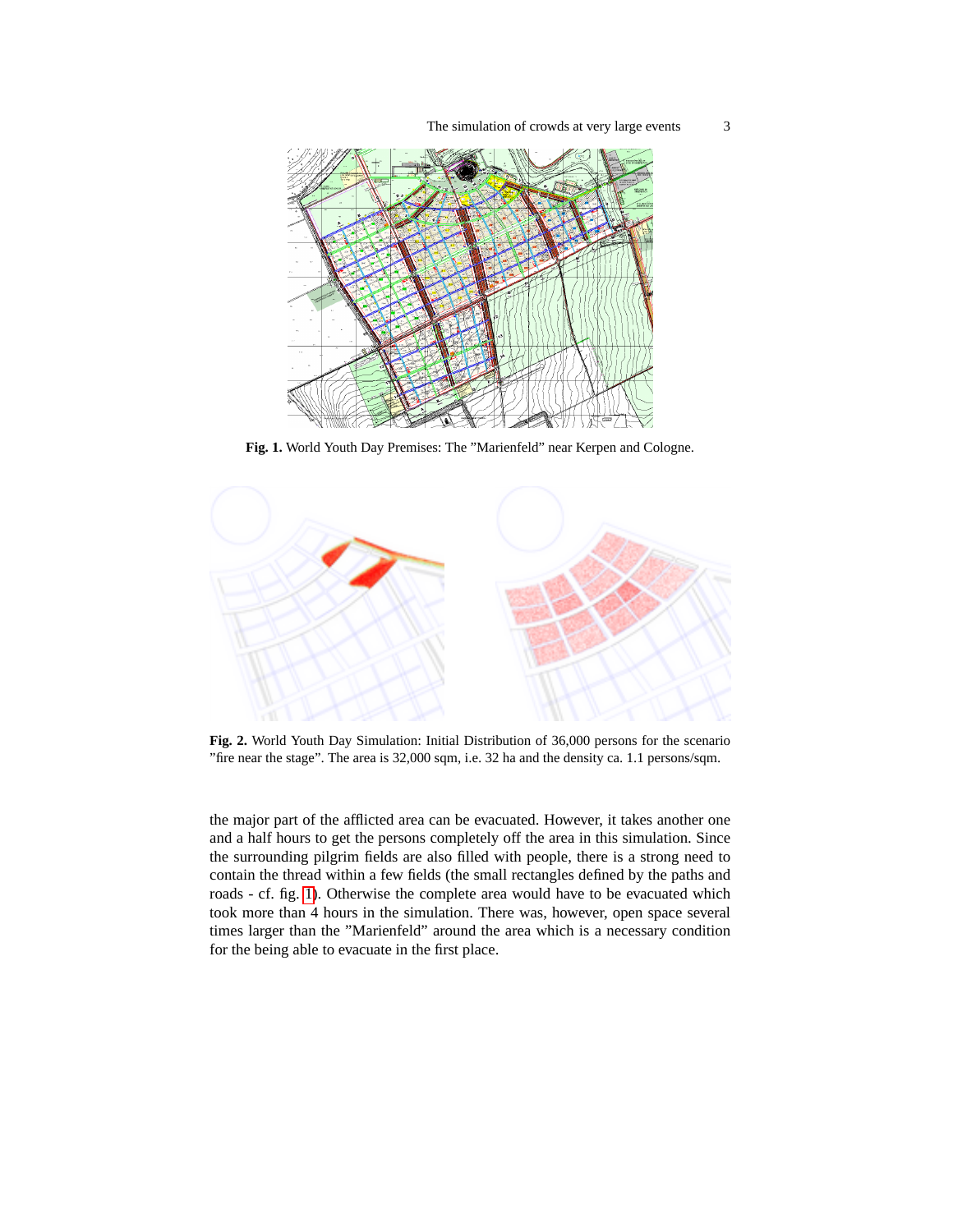Fig. 1. World Youth Day Premises: The "Marienfeld" near Kerpen and Cologne.

Fig. 2. World Youth Day Simulation: Initial Distribution of 36,000 persons for the scenario "fire near the stage". The area is 32,000 sqm, i.e. 32 ha and the density ca. 1.1 persons/sqm.

the major part of the afflicted area can be evacuated. However, it takes another one and a half hours to get the persons completely off the area in this simulation. Since the surrounding pilgrim fields are also filled with people, there is a strong need to contain the thread within a few fields (the small rectangles defined by the paths and roads - cf. fig. 1). Otherwise the complete area would have to be evacuated which took more than 4 hours in the simulation. There was, however, open space several times larger than the "Marienfeld" around the area which is a necessary condition for the being able to evacuate in the first place.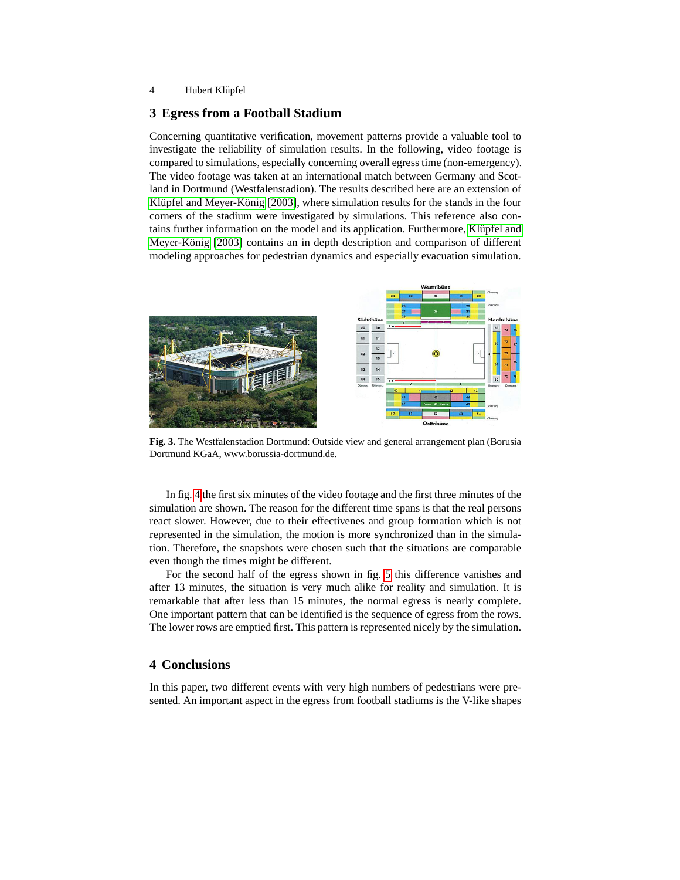## 3 Egress from a Football Stadium

Concerning quantitative verification, movement patterns provide a valuable tool to investigate the reliability of simulation results. In the following, video footage is compared to simulations, especially concerning overall egress time (non-emergency). The video footage was taken at an international match between Germany and Scotland in Dortmund (Westfalenstadion). The results described here are an extension of Klüpfel and Meyer-König [2003], where simulation results for the stands in the four corners of the stadium were investigated by simulations. This reference also contains further information on the model and its application. Furthermore, Klüpfel and Meyer-König [2003] contains an in depth description and comparison of different modeling approaches for pedestrian dynamics and especially evacuation simulation.

**Fig. 3.** The Westfalenstadion Dortmund: Outside view and general arrangement plan (Borusia Dortmund KGaA, www.borussia-dortmund.de.

In fig. 4 the first six minutes of the video footage and the first three minutes of the simulation are shown. The reason for the different time spans is that the real persons react slower. However, due to their effectivenes and group formation which is not represented in the simulation, the motion is more synchronized than in the simulation. Therefore, the snapshots were chosen such that the situations are comparable even though the times might be different.

For the second half of the egress shown in fig. 5 this difference vanishes and after 13 minutes, the situation is very much alike for reality and simulation. It is remarkable that after less than 15 minutes, the normal egress is nearly complete. One important pattern that can be identified is the sequence of egress from the rows. The lower rows are emptied first. This pattern is represented nicely by the simulation.

## 4 Conclusions

In this paper, two different events with very high numbers of pedestrians were presented. An important aspect in the egress from football stadiums is the V-like shapes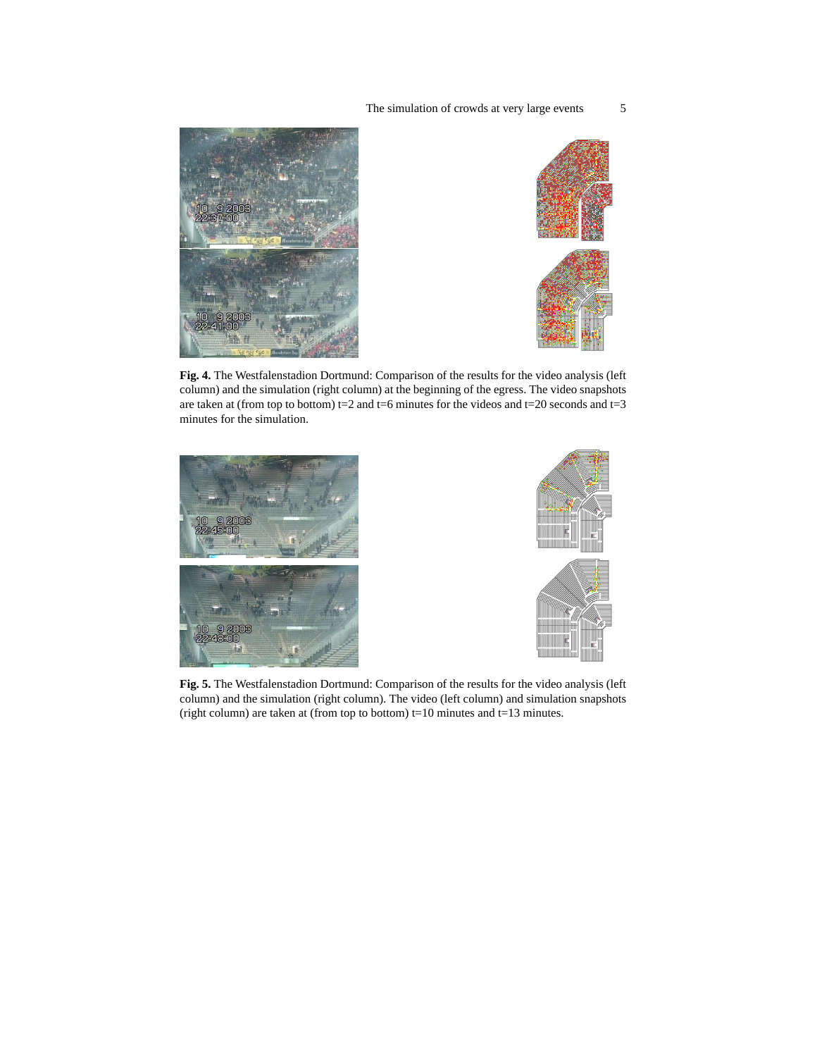**Fig. 4.** The Westfalenstadion Dortmund: Comparison of the results for the video analysis (left column) and the simulation (right column) at the beginning of the egress. The video snapshots are taken at (from top to bottom) t=2 and t=6 minutes for the videos and t=20 seconds and t=3 minutes for the simulation.

**Fig. 5.** The Westfalenstadion Dortmund: Comparison of the results for the video analysis (left column) and the simulation (right column). The video (left column) and simulation snapshots (right column) are taken at (from top to bottom) t=10 minutes and t=13 minutes.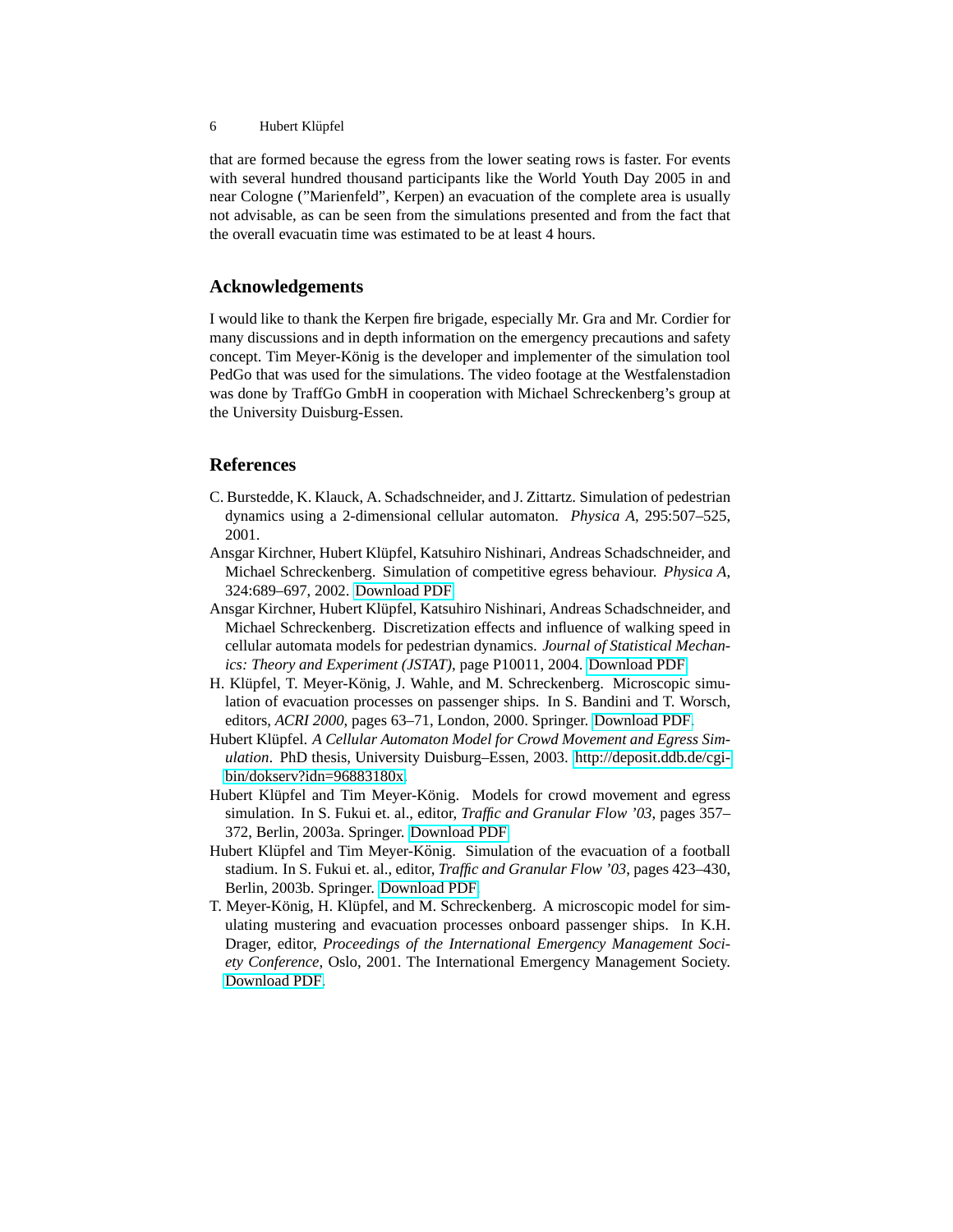that are formed because the egress from the lower seating rows is faster. For events with several hundred thousand participants like the World Youth Day 2005 in and near Cologne ("Marienfeld", Kerpen) an evacuation of the complete area is usually not advisable, as can be seen from the simulations presented and from the fact that the overall evacuatin time was estimated to be at least 4 hours.

## Acknowledgements

I would like to thank the Kerpen fire brigade, especially Mr. Gra and Mr. Cordier for many discussions and in depth information on the emergency precautions and safety concept. Tim Meyer-König is the developer and implementer of the simulation tool PedGo that was used for the simulations. The video footage at the Westfalenstadion was done by TraffGo GmbH in cooperation with Michael Schreckenberg's group at the University Duisburg-Essen.

## References

C. Burstedde, K. Klauck, A. Schadschneider, and J. Zittartz. Simulation of pedestrian dynamics using a 2-dimensional cellular automaton. *Physica A*, 295:507–525, 2001.

Ansgar Kirchner, Hubert Klüpfel, Katsuhiro Nishinari, Andreas Schadschneider, and Michael Schreckenberg. Simulation of competitive egress behaviour. *Physica A*, 324:689–697, 2002. Download PDF.

Ansgar Kirchner, Hubert Klüpfel, Katsuhiro Nishinari, Andreas Schadschneider, and Michael Schreckenberg. Discretization effects and influence of walking speed in cellular automata models for pedestrian dynamics. *Journal of Statistical Mechanics: Theory and Experiment (JSTAT)*, page P10011, 2004. Download PDF.

H. Klüpfel, T. Meyer-König, J. Wahle, and M. Schreckenberg. Microscopic simulation of evacuation processes on passenger ships. In S. Bandini and T. Worsch, editors, *ACRI 2000*, pages 63–71, London, 2000. Springer. Download PDF.

Hubert Klüpfel. *A Cellular Automaton Model for Crowd Movement and Egress Simulation*. PhD thesis, University Duisburg–Essen, 2003. http://deposit.ddb.de/cgi-bin/dokserv?idn=96883180x.

Hubert Klüpfel and Tim Meyer-König. Models for crowd movement and egress simulation. In S. Fukui et. al., editor, *Traffic and Granular Flow '03*, pages 357–372, Berlin, 2003a. Springer. Download PDF.

Hubert Klüpfel and Tim Meyer-König. Simulation of the evacuation of a football stadium. In S. Fukui et. al., editor, *Traffic and Granular Flow '03*, pages 423–430, Berlin, 2003b. Springer. Download PDF.

T. Meyer-König, H. Klüpfel, and M. Schreckenberg. A microscopic model for simulating mustering and evacuation processes onboard passenger ships. In K.H. Drager, editor, *Proceedings of the International Emergency Management Society Conference*, Oslo, 2001. The International Emergency Management Society. Download PDF.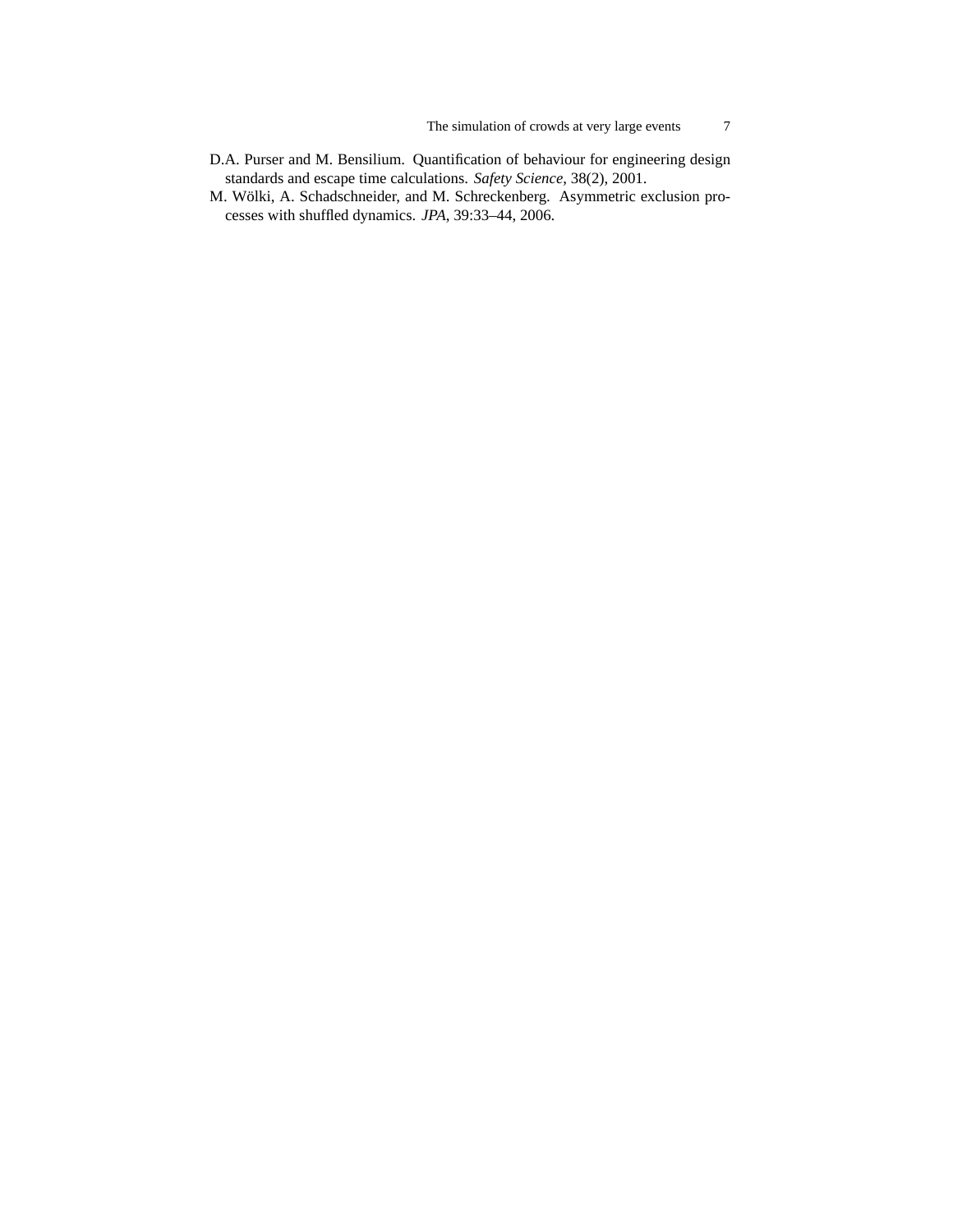D.A. Purser and M. Bensilium. Quantification of behaviour for engineering design standards and escape time calculations. *Safety Science*, 38(2), 2001.

M. Wölki, A. Schadschneider, and M. Schreckenberg. Asymmetric exclusion processes with shuffled dynamics. *JPA*, 39:33–44, 2006.